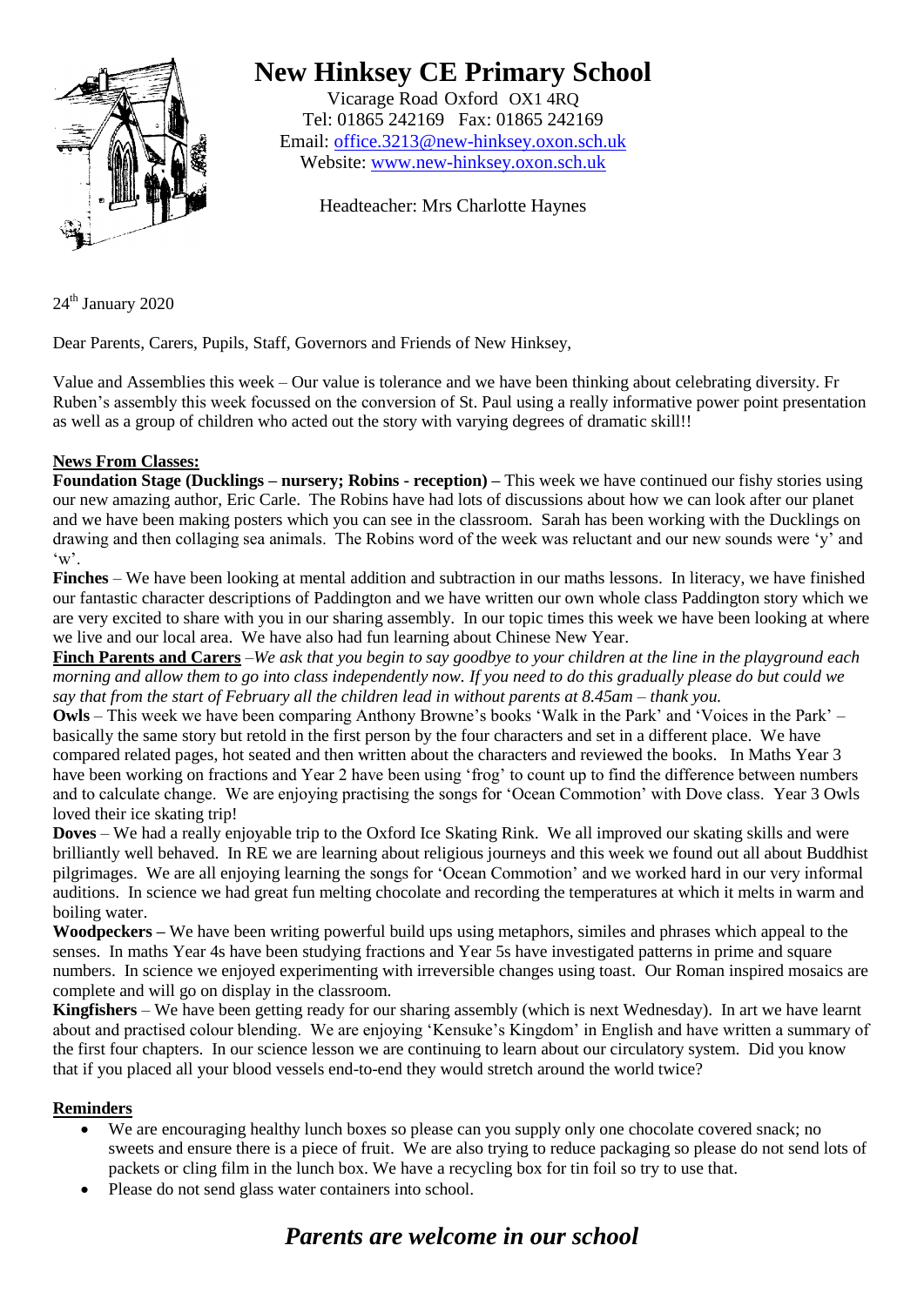# New Hinksey CE Primary School

Vicarage Road Oxford OX1 4RQ
Tel: 01865 242169 Fax: 01865 242169
Email: office.3213@new-hinksey.oxon.sch.uk
Website: www.new-hinksey.oxon.sch.uk

Headteacher: Mrs Charlotte Haynes

24th January 2020

Dear Parents, Carers, Pupils, Staff, Governors and Friends of New Hinksey,

Value and Assemblies this week – Our value is tolerance and we have been thinking about celebrating diversity. Fr Ruben's assembly this week focussed on the conversion of St. Paul using a really informative power point presentation as well as a group of children who acted out the story with varying degrees of dramatic skill!!

**News From Classes:**

**Foundation Stage (Ducklings – nursery; Robins - reception) –** This week we have continued our fishy stories using our new amazing author, Eric Carle. The Robins have had lots of discussions about how we can look after our planet and we have been making posters which you can see in the classroom. Sarah has been working with the Ducklings on drawing and then collaging sea animals. The Robins word of the week was reluctant and our new sounds were 'y' and 'w'.

**Finches** – We have been looking at mental addition and subtraction in our maths lessons. In literacy, we have finished our fantastic character descriptions of Paddington and we have written our own whole class Paddington story which we are very excited to share with you in our sharing assembly. In our topic times this week we have been looking at where we live and our local area. We have also had fun learning about Chinese New Year.

**Finch Parents and Carers** –*We ask that you begin to say goodbye to your children at the line in the playground each morning and allow them to go into class independently now. If you need to do this gradually please do but could we say that from the start of February all the children lead in without parents at 8.45am – thank you.*

**Owls** – This week we have been comparing Anthony Browne's books 'Walk in the Park' and 'Voices in the Park' – basically the same story but retold in the first person by the four characters and set in a different place. We have compared related pages, hot seated and then written about the characters and reviewed the books. In Maths Year 3 have been working on fractions and Year 2 have been using 'frog' to count up to find the difference between numbers and to calculate change. We are enjoying practising the songs for 'Ocean Commotion' with Dove class. Year 3 Owls loved their ice skating trip!

**Doves** – We had a really enjoyable trip to the Oxford Ice Skating Rink. We all improved our skating skills and were brilliantly well behaved. In RE we are learning about religious journeys and this week we found out all about Buddhist pilgrimages. We are all enjoying learning the songs for 'Ocean Commotion' and we worked hard in our very informal auditions. In science we had great fun melting chocolate and recording the temperatures at which it melts in warm and boiling water.

**Woodpeckers –** We have been writing powerful build ups using metaphors, similes and phrases which appeal to the senses. In maths Year 4s have been studying fractions and Year 5s have investigated patterns in prime and square numbers. In science we enjoyed experimenting with irreversible changes using toast. Our Roman inspired mosaics are complete and will go on display in the classroom.

**Kingfishers** – We have been getting ready for our sharing assembly (which is next Wednesday). In art we have learnt about and practised colour blending. We are enjoying 'Kensuke's Kingdom' in English and have written a summary of the first four chapters. In our science lesson we are continuing to learn about our circulatory system. Did you know that if you placed all your blood vessels end-to-end they would stretch around the world twice?

**Reminders**

- We are encouraging healthy lunch boxes so please can you supply only one chocolate covered snack; no sweets and ensure there is a piece of fruit. We are also trying to reduce packaging so please do not send lots of packets or cling film in the lunch box. We have a recycling box for tin foil so try to use that.
- Please do not send glass water containers into school.

## *Parents are welcome in our school*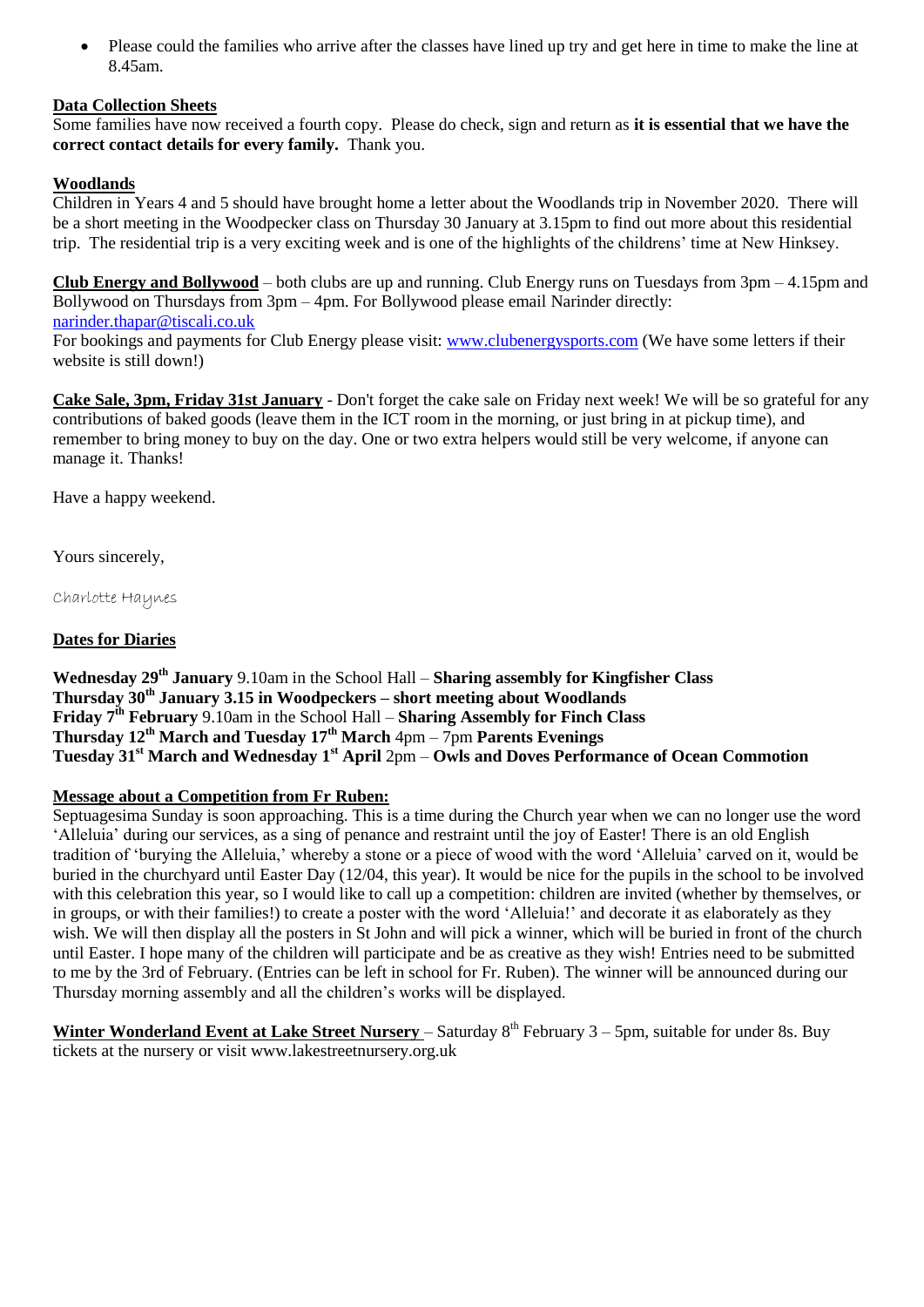- Please could the families who arrive after the classes have lined up try and get here in time to make the line at 8.45am.

**Data Collection Sheets**

Some families have now received a fourth copy. Please do check, sign and return as **it is essential that we have the correct contact details for every family.** Thank you.

**Woodlands**

Children in Years 4 and 5 should have brought home a letter about the Woodlands trip in November 2020. There will be a short meeting in the Woodpecker class on Thursday 30 January at 3.15pm to find out more about this residential trip. The residential trip is a very exciting week and is one of the highlights of the childrens' time at New Hinksey.

**Club Energy and Bollywood** – both clubs are up and running. Club Energy runs on Tuesdays from 3pm – 4.15pm and Bollywood on Thursdays from 3pm – 4pm. For Bollywood please email Narinder directly: narinder.thapar@tiscali.co.uk

For bookings and payments for Club Energy please visit: www.clubenergysports.com (We have some letters if their website is still down!)

**Cake Sale, 3pm, Friday 31st January** - Don't forget the cake sale on Friday next week! We will be so grateful for any contributions of baked goods (leave them in the ICT room in the morning, or just bring in at pickup time), and remember to bring money to buy on the day. One or two extra helpers would still be very welcome, if anyone can manage it. Thanks!

Have a happy weekend.

Yours sincerely,

Charlotte Haynes

**Dates for Diaries**

**Wednesday 29th January** 9.10am in the School Hall – **Sharing assembly for Kingfisher Class**
**Thursday 30th January 3.15 in Woodpeckers – short meeting about Woodlands**
**Friday 7th February** 9.10am in the School Hall – **Sharing Assembly for Finch Class**
**Thursday 12th March and Tuesday 17th March** 4pm – 7pm **Parents Evenings**
**Tuesday 31st March and Wednesday 1st April** 2pm – **Owls and Doves Performance of Ocean Commotion**

**Message about a Competition from Fr Ruben:**

Septuagesima Sunday is soon approaching. This is a time during the Church year when we can no longer use the word 'Alleluia' during our services, as a sing of penance and restraint until the joy of Easter! There is an old English tradition of 'burying the Alleluia,' whereby a stone or a piece of wood with the word 'Alleluia' carved on it, would be buried in the churchyard until Easter Day (12/04, this year). It would be nice for the pupils in the school to be involved with this celebration this year, so I would like to call up a competition: children are invited (whether by themselves, or in groups, or with their families!) to create a poster with the word 'Alleluia!' and decorate it as elaborately as they wish. We will then display all the posters in St John and will pick a winner, which will be buried in front of the church until Easter. I hope many of the children will participate and be as creative as they wish! Entries need to be submitted to me by the 3rd of February. (Entries can be left in school for Fr. Ruben). The winner will be announced during our Thursday morning assembly and all the children's works will be displayed.

**Winter Wonderland Event at Lake Street Nursery** – Saturday 8th February 3 – 5pm, suitable for under 8s. Buy tickets at the nursery or visit www.lakestreetnursery.org.uk